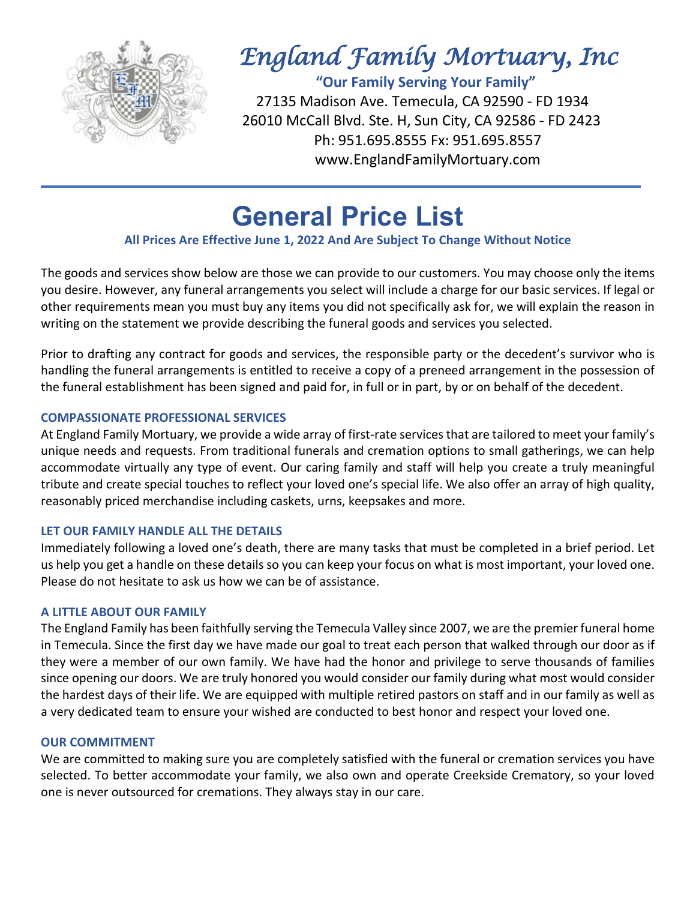# England Family Mortuary, Inc

**"Our Family Serving Your Family"**

27135 Madison Ave. Temecula, CA 92590 - FD 1934
26010 McCall Blvd. Ste. H, Sun City, CA 92586 - FD 2423
Ph: 951.695.8555 Fx: 951.695.8557
www.EnglandFamilyMortuary.com

---

# General Price List

**All Prices Are Effective June 1, 2022 And Are Subject To Change Without Notice**

The goods and services show below are those we can provide to our customers. You may choose only the items you desire. However, any funeral arrangements you select will include a charge for our basic services. If legal or other requirements mean you must buy any items you did not specifically ask for, we will explain the reason in writing on the statement we provide describing the funeral goods and services you selected.

Prior to drafting any contract for goods and services, the responsible party or the decedent's survivor who is handling the funeral arrangements is entitled to receive a copy of a preneed arrangement in the possession of the funeral establishment has been signed and paid for, in full or in part, by or on behalf of the decedent.

### COMPASSIONATE PROFESSIONAL SERVICES

At England Family Mortuary, we provide a wide array of first-rate services that are tailored to meet your family's unique needs and requests. From traditional funerals and cremation options to small gatherings, we can help accommodate virtually any type of event. Our caring family and staff will help you create a truly meaningful tribute and create special touches to reflect your loved one's special life. We also offer an array of high quality, reasonably priced merchandise including caskets, urns, keepsakes and more.

### LET OUR FAMILY HANDLE ALL THE DETAILS

Immediately following a loved one's death, there are many tasks that must be completed in a brief period. Let us help you get a handle on these details so you can keep your focus on what is most important, your loved one. Please do not hesitate to ask us how we can be of assistance.

### A LITTLE ABOUT OUR FAMILY

The England Family has been faithfully serving the Temecula Valley since 2007, we are the premier funeral home in Temecula. Since the first day we have made our goal to treat each person that walked through our door as if they were a member of our own family. We have had the honor and privilege to serve thousands of families since opening our doors. We are truly honored you would consider our family during what most would consider the hardest days of their life. We are equipped with multiple retired pastors on staff and in our family as well as a very dedicated team to ensure your wished are conducted to best honor and respect your loved one.

### OUR COMMITMENT

We are committed to making sure you are completely satisfied with the funeral or cremation services you have selected. To better accommodate your family, we also own and operate Creekside Crematory, so your loved one is never outsourced for cremations. They always stay in our care.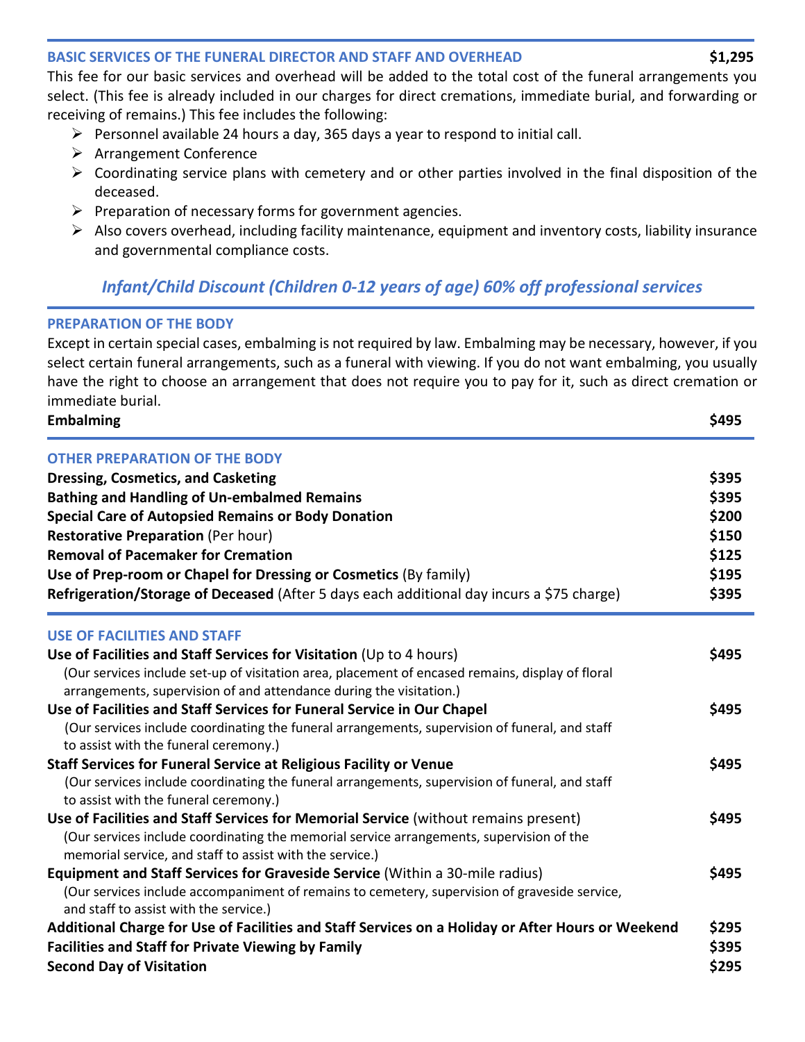## BASIC SERVICES OF THE FUNERAL DIRECTOR AND STAFF AND OVERHEAD — $1,295

This fee for our basic services and overhead will be added to the total cost of the funeral arrangements you select. (This fee is already included in our charges for direct cremations, immediate burial, and forwarding or receiving of remains.) This fee includes the following:

- Personnel available 24 hours a day, 365 days a year to respond to initial call.
- Arrangement Conference
- Coordinating service plans with cemetery and or other parties involved in the final disposition of the deceased.
- Preparation of necessary forms for government agencies.
- Also covers overhead, including facility maintenance, equipment and inventory costs, liability insurance and governmental compliance costs.

***Infant/Child Discount (Children 0-12 years of age) 60% off professional services***

## PREPARATION OF THE BODY

Except in certain special cases, embalming is not required by law. Embalming may be necessary, however, if you select certain funeral arrangements, such as a funeral with viewing. If you do not want embalming, you usually have the right to choose an arrangement that does not require you to pay for it, such as direct cremation or immediate burial.

| | |
|---|---|
| **Embalming** | **$495** |

## OTHER PREPARATION OF THE BODY

| | |
|---|---|
| **Dressing, Cosmetics, and Casketing** | **$395** |
| **Bathing and Handling of Un-embalmed Remains** | **$395** |
| **Special Care of Autopsied Remains or Body Donation** | **$200** |
| **Restorative Preparation** (Per hour) | **$150** |
| **Removal of Pacemaker for Cremation** | **$125** |
| **Use of Prep-room or Chapel for Dressing or Cosmetics** (By family) | **$195** |
| **Refrigeration/Storage of Deceased** (After 5 days each additional day incurs a $75 charge) | **$395** |

## USE OF FACILITIES AND STAFF

| | |
|---|---|
| **Use of Facilities and Staff Services for Visitation** (Up to 4 hours)<br>(Our services include set-up of visitation area, placement of encased remains, display of floral arrangements, supervision of and attendance during the visitation.) | **$495** |
| **Use of Facilities and Staff Services for Funeral Service in Our Chapel**<br>(Our services include coordinating the funeral arrangements, supervision of funeral, and staff to assist with the funeral ceremony.) | **$495** |
| **Staff Services for Funeral Service at Religious Facility or Venue**<br>(Our services include coordinating the funeral arrangements, supervision of funeral, and staff to assist with the funeral ceremony.) | **$495** |
| **Use of Facilities and Staff Services for Memorial Service** (without remains present)<br>(Our services include coordinating the memorial service arrangements, supervision of the memorial service, and staff to assist with the service.) | **$495** |
| **Equipment and Staff Services for Graveside Service** (Within a 30-mile radius)<br>(Our services include accompaniment of remains to cemetery, supervision of graveside service, and staff to assist with the service.) | **$495** |
| **Additional Charge for Use of Facilities and Staff Services on a Holiday or After Hours or Weekend** | **$295** |
| **Facilities and Staff for Private Viewing by Family** | **$395** |
| **Second Day of Visitation** | **$295** |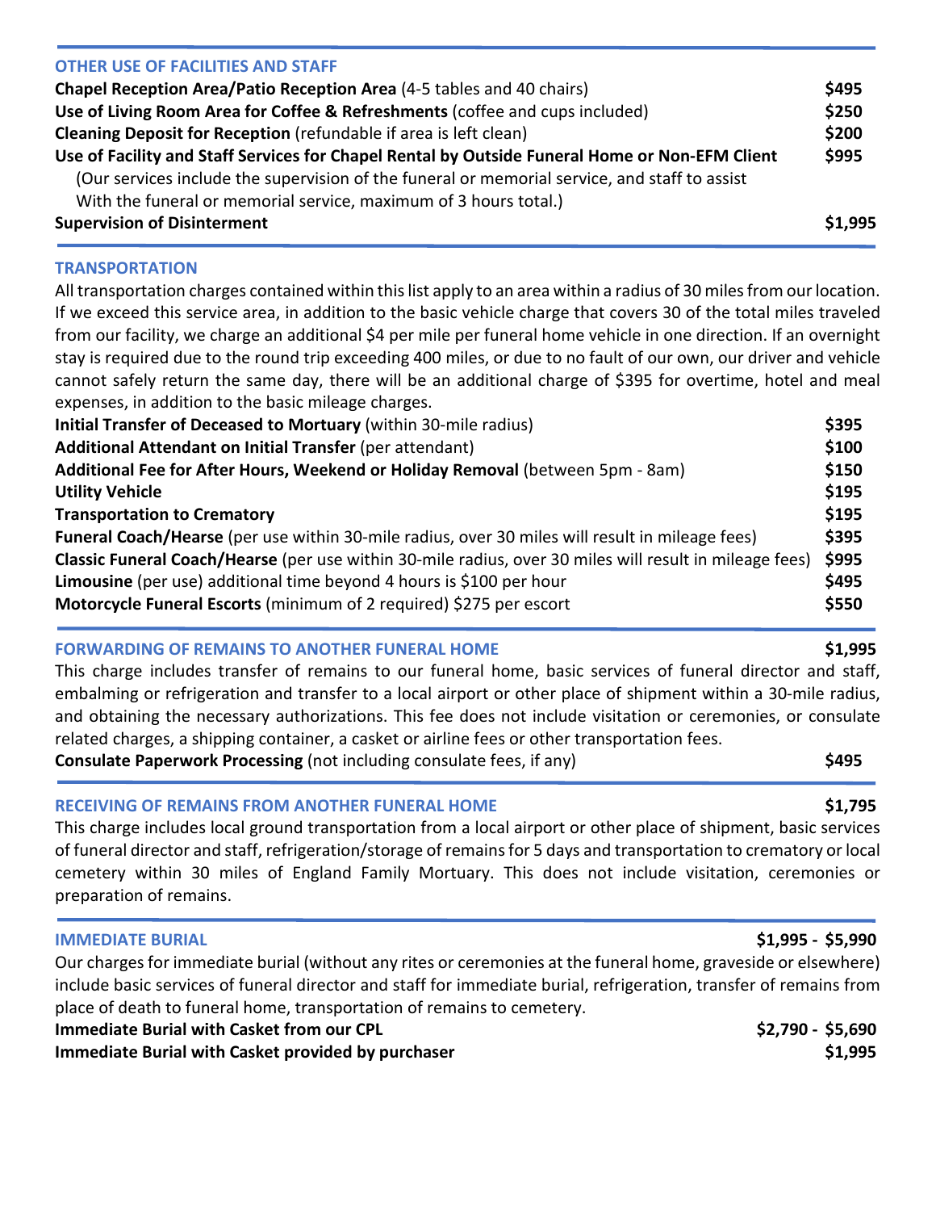## OTHER USE OF FACILITIES AND STAFF

| Item | Price |
|---|---|
| **Chapel Reception Area/Patio Reception Area** (4-5 tables and 40 chairs) | **$495** |
| **Use of Living Room Area for Coffee & Refreshments** (coffee and cups included) | **$250** |
| **Cleaning Deposit for Reception** (refundable if area is left clean) | **$200** |
| **Use of Facility and Staff Services for Chapel Rental by Outside Funeral Home or Non-EFM Client** (Our services include the supervision of the funeral or memorial service, and staff to assist With the funeral or memorial service, maximum of 3 hours total.) | **$995** |
| **Supervision of Disinterment** | **$1,995** |

## TRANSPORTATION

All transportation charges contained within this list apply to an area within a radius of 30 miles from our location. If we exceed this service area, in addition to the basic vehicle charge that covers 30 of the total miles traveled from our facility, we charge an additional $4 per mile per funeral home vehicle in one direction. If an overnight stay is required due to the round trip exceeding 400 miles, or due to no fault of our own, our driver and vehicle cannot safely return the same day, there will be an additional charge of $395 for overtime, hotel and meal expenses, in addition to the basic mileage charges.

| Item | Price |
|---|---|
| **Initial Transfer of Deceased to Mortuary** (within 30-mile radius) | **$395** |
| **Additional Attendant on Initial Transfer** (per attendant) | **$100** |
| **Additional Fee for After Hours, Weekend or Holiday Removal** (between 5pm - 8am) | **$150** |
| **Utility Vehicle** | **$195** |
| **Transportation to Crematory** | **$195** |
| **Funeral Coach/Hearse** (per use within 30-mile radius, over 30 miles will result in mileage fees) | **$395** |
| **Classic Funeral Coach/Hearse** (per use within 30-mile radius, over 30 miles will result in mileage fees) | **$995** |
| **Limousine** (per use) additional time beyond 4 hours is $100 per hour | **$495** |
| **Motorcycle Funeral Escorts** (minimum of 2 required) $275 per escort | **$550** |

## FORWARDING OF REMAINS TO ANOTHER FUNERAL HOME — $1,995

This charge includes transfer of remains to our funeral home, basic services of funeral director and staff, embalming or refrigeration and transfer to a local airport or other place of shipment within a 30-mile radius, and obtaining the necessary authorizations. This fee does not include visitation or ceremonies, or consulate related charges, a shipping container, a casket or airline fees or other transportation fees.

| Item | Price |
|---|---|
| **Consulate Paperwork Processing** (not including consulate fees, if any) | **$495** |

## RECEIVING OF REMAINS FROM ANOTHER FUNERAL HOME — $1,795

This charge includes local ground transportation from a local airport or other place of shipment, basic services of funeral director and staff, refrigeration/storage of remains for 5 days and transportation to crematory or local cemetery within 30 miles of England Family Mortuary. This does not include visitation, ceremonies or preparation of remains.

## IMMEDIATE BURIAL — $1,995 - $5,990

Our charges for immediate burial (without any rites or ceremonies at the funeral home, graveside or elsewhere) include basic services of funeral director and staff for immediate burial, refrigeration, transfer of remains from place of death to funeral home, transportation of remains to cemetery.

| Item | Price |
|---|---|
| **Immediate Burial with Casket from our CPL** | **$2,790 - $5,690** |
| **Immediate Burial with Casket provided by purchaser** | **$1,995** |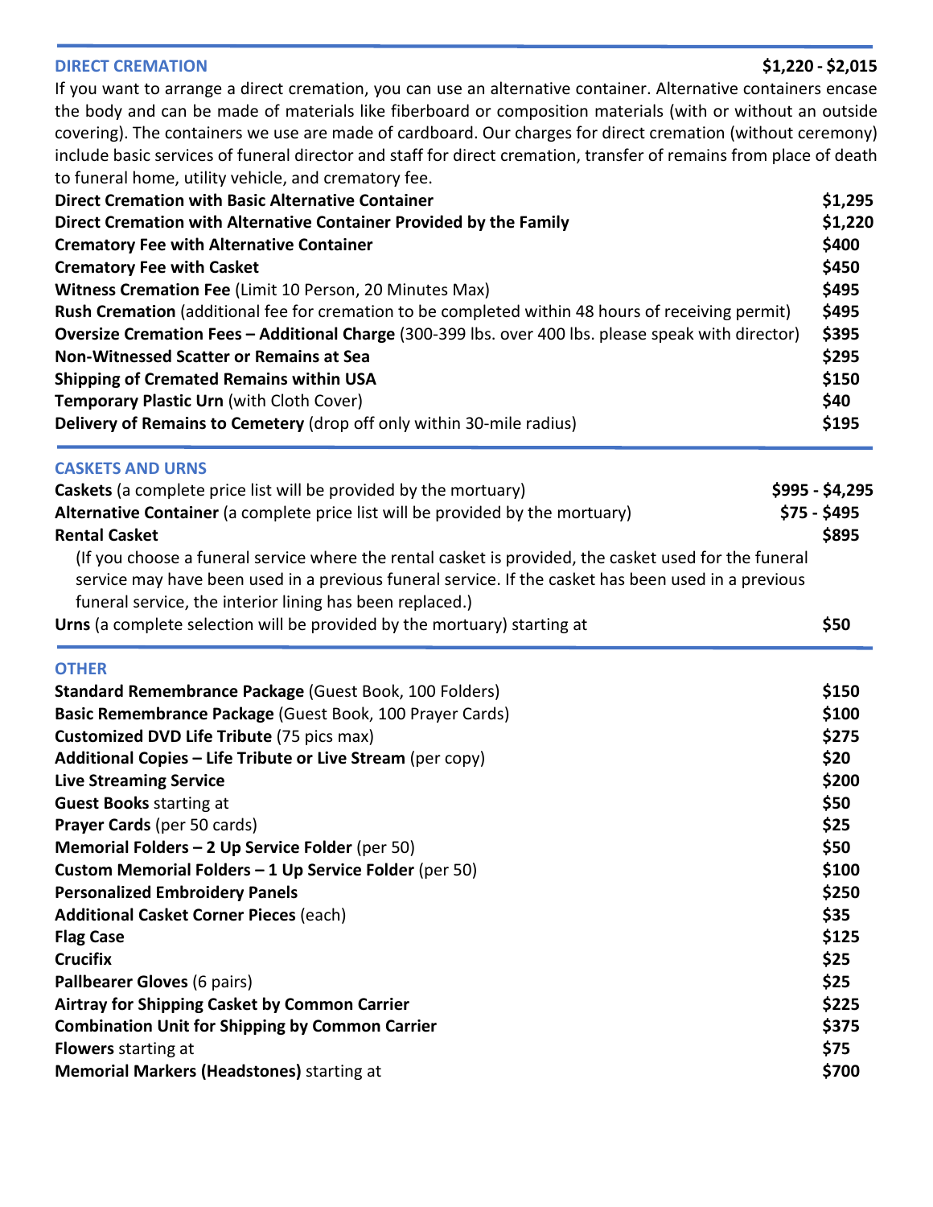## DIRECT CREMATION — $1,220 - $2,015

If you want to arrange a direct cremation, you can use an alternative container. Alternative containers encase the body and can be made of materials like fiberboard or composition materials (with or without an outside covering). The containers we use are made of cardboard. Our charges for direct cremation (without ceremony) include basic services of funeral director and staff for direct cremation, transfer of remains from place of death to funeral home, utility vehicle, and crematory fee.

| Item | Price |
|---|---|
| **Direct Cremation with Basic Alternative Container** | $1,295 |
| **Direct Cremation with Alternative Container Provided by the Family** | $1,220 |
| **Crematory Fee with Alternative Container** | $400 |
| **Crematory Fee with Casket** | $450 |
| **Witness Cremation Fee** (Limit 10 Person, 20 Minutes Max) | $495 |
| **Rush Cremation** (additional fee for cremation to be completed within 48 hours of receiving permit) | $495 |
| **Oversize Cremation Fees – Additional Charge** (300-399 lbs. over 400 lbs. please speak with director) | $395 |
| **Non-Witnessed Scatter or Remains at Sea** | $295 |
| **Shipping of Cremated Remains within USA** | $150 |
| **Temporary Plastic Urn** (with Cloth Cover) | $40 |
| **Delivery of Remains to Cemetery** (drop off only within 30-mile radius) | $195 |

## CASKETS AND URNS

| Item | Price |
|---|---|
| **Caskets** (a complete price list will be provided by the mortuary) | $995 - $4,295 |
| **Alternative Container** (a complete price list will be provided by the mortuary) | $75 - $495 |
| **Rental Casket** | $895 |

(If you choose a funeral service where the rental casket is provided, the casket used for the funeral service may have been used in a previous funeral service. If the casket has been used in a previous funeral service, the interior lining has been replaced.)

| Item | Price |
|---|---|
| **Urns** (a complete selection will be provided by the mortuary) starting at | $50 |

## OTHER

| Item | Price |
|---|---|
| **Standard Remembrance Package** (Guest Book, 100 Folders) | $150 |
| **Basic Remembrance Package** (Guest Book, 100 Prayer Cards) | $100 |
| **Customized DVD Life Tribute** (75 pics max) | $275 |
| **Additional Copies – Life Tribute or Live Stream** (per copy) | $20 |
| **Live Streaming Service** | $200 |
| **Guest Books** starting at | $50 |
| **Prayer Cards** (per 50 cards) | $25 |
| **Memorial Folders – 2 Up Service Folder** (per 50) | $50 |
| **Custom Memorial Folders – 1 Up Service Folder** (per 50) | $100 |
| **Personalized Embroidery Panels** | $250 |
| **Additional Casket Corner Pieces** (each) | $35 |
| **Flag Case** | $125 |
| **Crucifix** | $25 |
| **Pallbearer Gloves** (6 pairs) | $25 |
| **Airtray for Shipping Casket by Common Carrier** | $225 |
| **Combination Unit for Shipping by Common Carrier** | $375 |
| **Flowers** starting at | $75 |
| **Memorial Markers (Headstones)** starting at | $700 |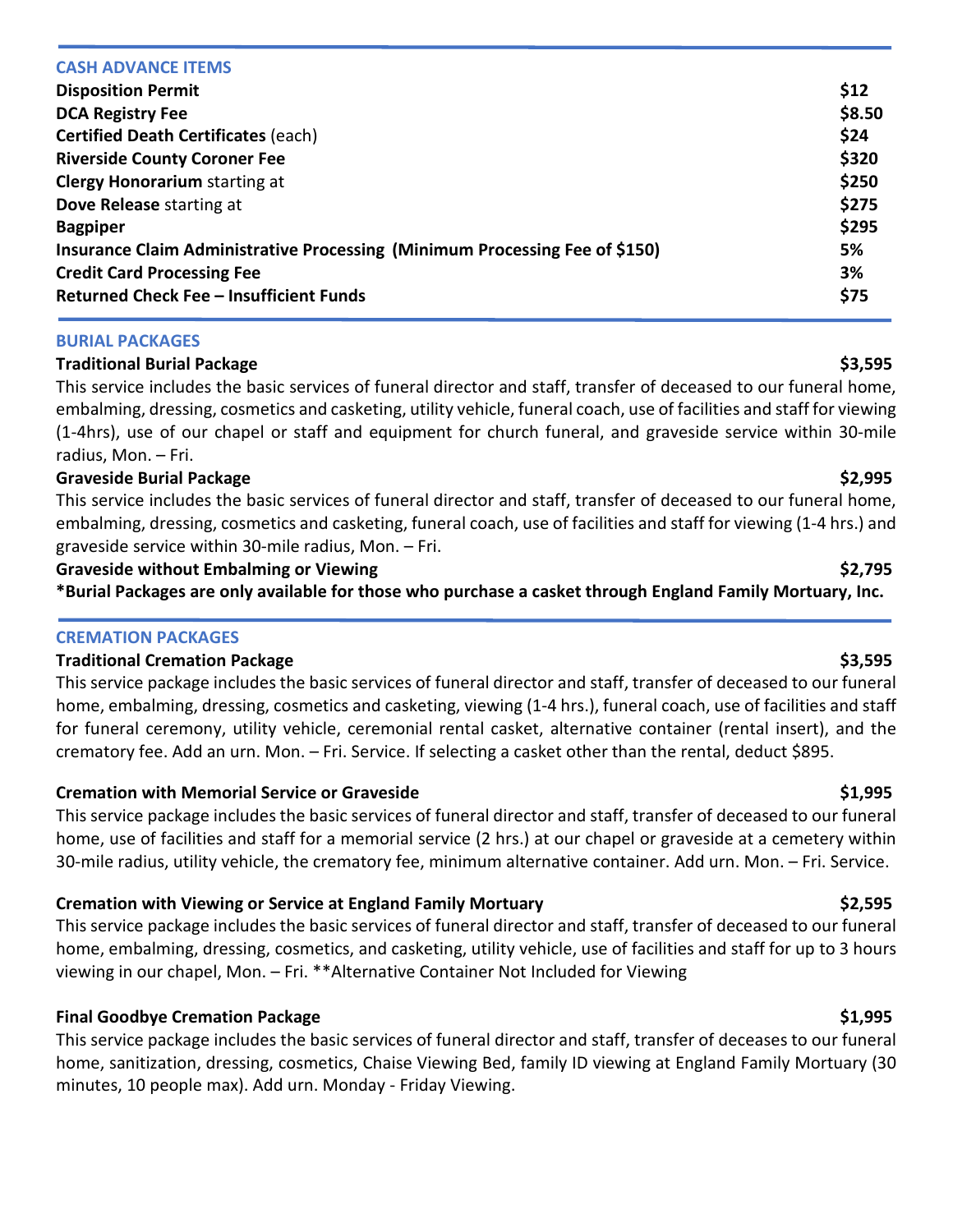## CASH ADVANCE ITEMS

| | |
|---|---|
| **Disposition Permit** | **$12** |
| **DCA Registry Fee** | **$8.50** |
| **Certified Death Certificates** (each) | **$24** |
| **Riverside County Coroner Fee** | **$320** |
| **Clergy Honorarium** starting at | **$250** |
| **Dove Release** starting at | **$275** |
| **Bagpiper** | **$295** |
| **Insurance Claim Administrative Processing (Minimum Processing Fee of $150)** | **5%** |
| **Credit Card Processing Fee** | **3%** |
| **Returned Check Fee – Insufficient Funds** | **$75** |

## BURIAL PACKAGES

**Traditional Burial Package** **$3,595**

This service includes the basic services of funeral director and staff, transfer of deceased to our funeral home, embalming, dressing, cosmetics and casketing, utility vehicle, funeral coach, use of facilities and staff for viewing (1-4hrs), use of our chapel or staff and equipment for church funeral, and graveside service within 30-mile radius, Mon. – Fri.

**Graveside Burial Package** **$2,995**

This service includes the basic services of funeral director and staff, transfer of deceased to our funeral home, embalming, dressing, cosmetics and casketing, funeral coach, use of facilities and staff for viewing (1-4 hrs.) and graveside service within 30-mile radius, Mon. – Fri.

**Graveside without Embalming or Viewing** **$2,795**

**\*Burial Packages are only available for those who purchase a casket through England Family Mortuary, Inc.**

## CREMATION PACKAGES

**Traditional Cremation Package** **$3,595**

This service package includes the basic services of funeral director and staff, transfer of deceased to our funeral home, embalming, dressing, cosmetics and casketing, viewing (1-4 hrs.), funeral coach, use of facilities and staff for funeral ceremony, utility vehicle, ceremonial rental casket, alternative container (rental insert), and the crematory fee. Add an urn. Mon. – Fri. Service. If selecting a casket other than the rental, deduct $895.

**Cremation with Memorial Service or Graveside** **$1,995**

This service package includes the basic services of funeral director and staff, transfer of deceased to our funeral home, use of facilities and staff for a memorial service (2 hrs.) at our chapel or graveside at a cemetery within 30-mile radius, utility vehicle, the crematory fee, minimum alternative container. Add urn. Mon. – Fri. Service.

**Cremation with Viewing or Service at England Family Mortuary** **$2,595**

This service package includes the basic services of funeral director and staff, transfer of deceased to our funeral home, embalming, dressing, cosmetics, and casketing, utility vehicle, use of facilities and staff for up to 3 hours viewing in our chapel, Mon. – Fri. **Alternative Container Not Included for Viewing

**Final Goodbye Cremation Package** **$1,995**

This service package includes the basic services of funeral director and staff, transfer of deceases to our funeral home, sanitization, dressing, cosmetics, Chaise Viewing Bed, family ID viewing at England Family Mortuary (30 minutes, 10 people max). Add urn. Monday - Friday Viewing.